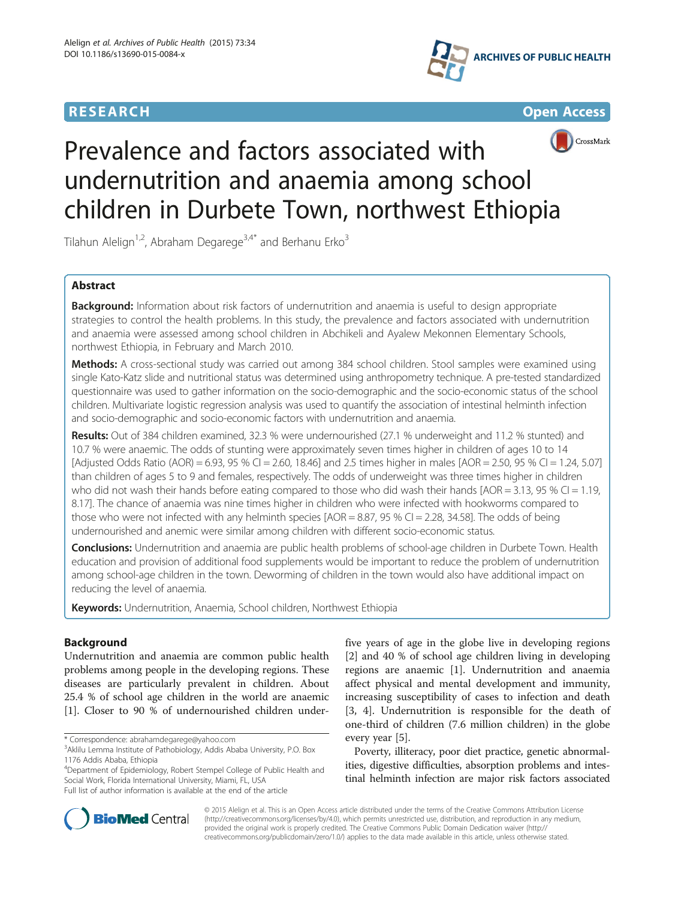RESEARCH Open Access

# Prevalence and factors associated with undernutrition and anaemia among school children in Durbete Town, northwest Ethiopia

Tilahun Alelign[1,2], Abraham Degarege[3,4*] and Berhanu Erko[3]

## Abstract

**Background:** Information about risk factors of undernutrition and anaemia is useful to design appropriate strategies to control the health problems. In this study, the prevalence and factors associated with undernutrition and anaemia were assessed among school children in Abchikeli and Ayalew Mekonnen Elementary Schools, northwest Ethiopia, in February and March 2010.

**Methods:** A cross-sectional study was carried out among 384 school children. Stool samples were examined using single Kato-Katz slide and nutritional status was determined using anthropometry technique. A pre-tested standardized questionnaire was used to gather information on the socio-demographic and the socio-economic status of the school children. Multivariate logistic regression analysis was used to quantify the association of intestinal helminth infection and socio-demographic and socio-economic factors with undernutrition and anaemia.

**Results:** Out of 384 children examined, 32.3 % were undernourished (27.1 % underweight and 11.2 % stunted) and 10.7 % were anaemic. The odds of stunting were approximately seven times higher in children of ages 10 to 14 [Adjusted Odds Ratio (AOR) = 6.93, 95 % CI = 2.60, 18.46] and 2.5 times higher in males [AOR = 2.50, 95 % CI = 1.24, 5.07] than children of ages 5 to 9 and females, respectively. The odds of underweight was three times higher in children who did not wash their hands before eating compared to those who did wash their hands [AOR = 3.13, 95 % CI = 1.19, 8.17]. The chance of anaemia was nine times higher in children who were infected with hookworms compared to those who were not infected with any helminth species [AOR = 8.87, 95 % CI = 2.28, 34.58]. The odds of being undernourished and anemic were similar among children with different socio-economic status.

**Conclusions:** Undernutrition and anaemia are public health problems of school-age children in Durbete Town. Health education and provision of additional food supplements would be important to reduce the problem of undernutrition among school-age children in the town. Deworming of children in the town would also have additional impact on reducing the level of anaemia.

**Keywords:** Undernutrition, Anaemia, School children, Northwest Ethiopia

## Background

Undernutrition and anaemia are common public health problems among people in the developing regions. These diseases are particularly prevalent in children. About 25.4 % of school age children in the world are anaemic [1]. Closer to 90 % of undernourished children under-five years of age in the globe live in developing regions [2] and 40 % of school age children living in developing regions are anaemic [1]. Undernutrition and anaemia affect physical and mental development and immunity, increasing susceptibility of cases to infection and death [3, 4]. Undernutrition is responsible for the death of one-third of children (7.6 million children) in the globe every year [5].

Poverty, illiteracy, poor diet practice, genetic abnormalities, digestive difficulties, absorption problems and intestinal helminth infection are major risk factors associated

* Correspondence: abrahamdegarege@yahoo.com
[3]Aklilu Lemma Institute of Pathobiology, Addis Ababa University, P.O. Box 1176 Addis Ababa, Ethiopia
[4]Department of Epidemiology, Robert Stempel College of Public Health and Social Work, Florida International University, Miami, FL, USA
Full list of author information is available at the end of the article

© 2015 Alelign et al. This is an Open Access article distributed under the terms of the Creative Commons Attribution License (http://creativecommons.org/licenses/by/4.0), which permits unrestricted use, distribution, and reproduction in any medium, provided the original work is properly credited. The Creative Commons Public Domain Dedication waiver (http://creativecommons.org/publicdomain/zero/1.0/) applies to the data made available in this article, unless otherwise stated.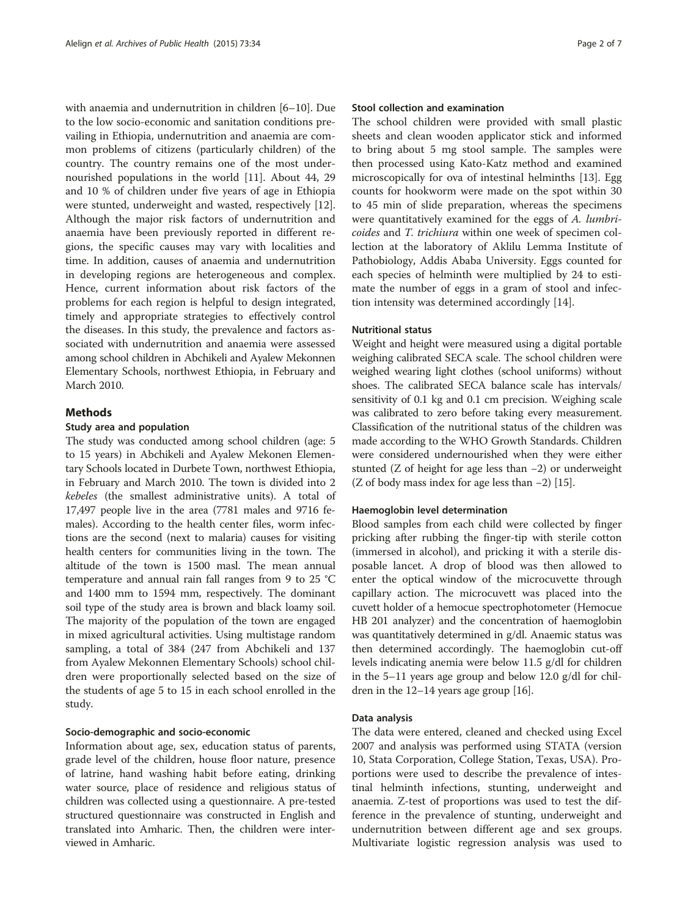with anaemia and undernutrition in children [6–10]. Due to the low socio-economic and sanitation conditions prevailing in Ethiopia, undernutrition and anaemia are common problems of citizens (particularly children) of the country. The country remains one of the most undernourished populations in the world [11]. About 44, 29 and 10 % of children under five years of age in Ethiopia were stunted, underweight and wasted, respectively [12]. Although the major risk factors of undernutrition and anaemia have been previously reported in different regions, the specific causes may vary with localities and time. In addition, causes of anaemia and undernutrition in developing regions are heterogeneous and complex. Hence, current information about risk factors of the problems for each region is helpful to design integrated, timely and appropriate strategies to effectively control the diseases. In this study, the prevalence and factors associated with undernutrition and anaemia were assessed among school children in Abchikeli and Ayalew Mekonnen Elementary Schools, northwest Ethiopia, in February and March 2010.

## Methods

### Study area and population

The study was conducted among school children (age: 5 to 15 years) in Abchikeli and Ayalew Mekonen Elementary Schools located in Durbete Town, northwest Ethiopia, in February and March 2010. The town is divided into 2 *kebeles* (the smallest administrative units). A total of 17,497 people live in the area (7781 males and 9716 females). According to the health center files, worm infections are the second (next to malaria) causes for visiting health centers for communities living in the town. The altitude of the town is 1500 masl. The mean annual temperature and annual rain fall ranges from 9 to 25 °C and 1400 mm to 1594 mm, respectively. The dominant soil type of the study area is brown and black loamy soil. The majority of the population of the town are engaged in mixed agricultural activities. Using multistage random sampling, a total of 384 (247 from Abchikeli and 137 from Ayalew Mekonnen Elementary Schools) school children were proportionally selected based on the size of the students of age 5 to 15 in each school enrolled in the study.

### Socio-demographic and socio-economic

Information about age, sex, education status of parents, grade level of the children, house floor nature, presence of latrine, hand washing habit before eating, drinking water source, place of residence and religious status of children was collected using a questionnaire. A pre-tested structured questionnaire was constructed in English and translated into Amharic. Then, the children were interviewed in Amharic.

### Stool collection and examination

The school children were provided with small plastic sheets and clean wooden applicator stick and informed to bring about 5 mg stool sample. The samples were then processed using Kato-Katz method and examined microscopically for ova of intestinal helminths [13]. Egg counts for hookworm were made on the spot within 30 to 45 min of slide preparation, whereas the specimens were quantitatively examined for the eggs of *A. lumbricoides* and *T. trichiura* within one week of specimen collection at the laboratory of Aklilu Lemma Institute of Pathobiology, Addis Ababa University. Eggs counted for each species of helminth were multiplied by 24 to estimate the number of eggs in a gram of stool and infection intensity was determined accordingly [14].

### Nutritional status

Weight and height were measured using a digital portable weighing calibrated SECA scale. The school children were weighed wearing light clothes (school uniforms) without shoes. The calibrated SECA balance scale has intervals/sensitivity of 0.1 kg and 0.1 cm precision. Weighing scale was calibrated to zero before taking every measurement. Classification of the nutritional status of the children was made according to the WHO Growth Standards. Children were considered undernourished when they were either stunted (Z of height for age less than −2) or underweight (Z of body mass index for age less than −2) [15].

### Haemoglobin level determination

Blood samples from each child were collected by finger pricking after rubbing the finger-tip with sterile cotton (immersed in alcohol), and pricking it with a sterile disposable lancet. A drop of blood was then allowed to enter the optical window of the microcuvette through capillary action. The microcuvett was placed into the cuvett holder of a hemocue spectrophotometer (Hemocue HB 201 analyzer) and the concentration of haemoglobin was quantitatively determined in g/dl. Anaemic status was then determined accordingly. The haemoglobin cut-off levels indicating anemia were below 11.5 g/dl for children in the 5–11 years age group and below 12.0 g/dl for children in the 12–14 years age group [16].

### Data analysis

The data were entered, cleaned and checked using Excel 2007 and analysis was performed using STATA (version 10, Stata Corporation, College Station, Texas, USA). Proportions were used to describe the prevalence of intestinal helminth infections, stunting, underweight and anaemia. Z-test of proportions was used to test the difference in the prevalence of stunting, underweight and undernutrition between different age and sex groups. Multivariate logistic regression analysis was used to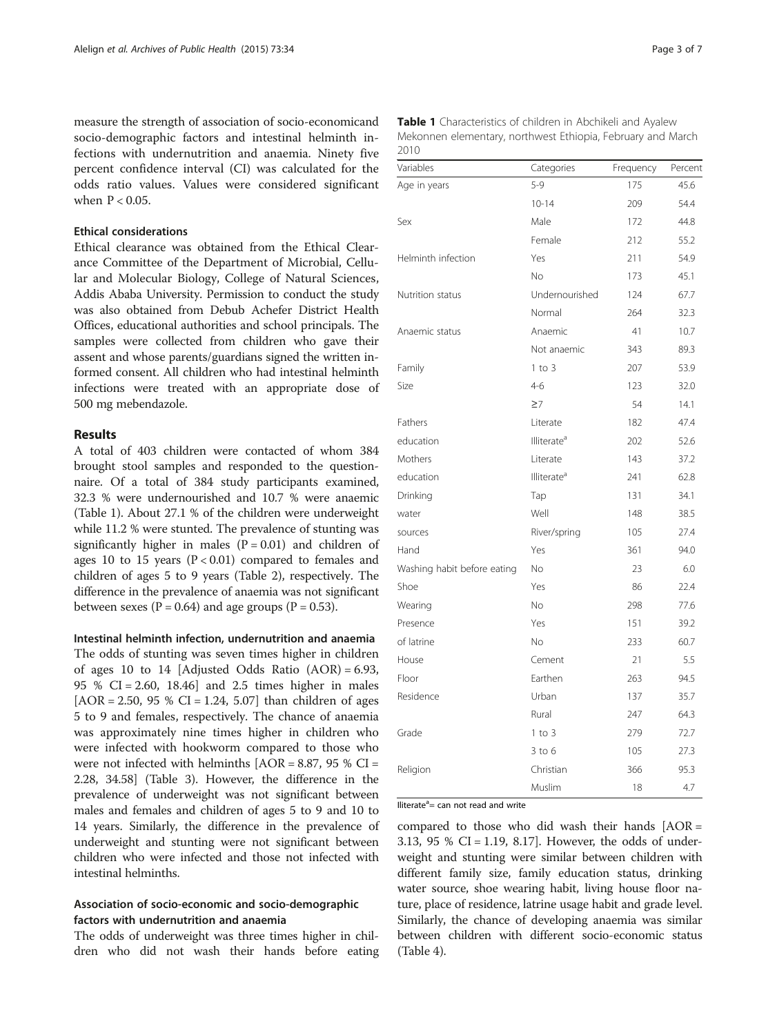measure the strength of association of socio-economicand socio-demographic factors and intestinal helminth infections with undernutrition and anaemia. Ninety five percent confidence interval (CI) was calculated for the odds ratio values. Values were considered significant when $P < 0.05$.

### Ethical considerations

Ethical clearance was obtained from the Ethical Clearance Committee of the Department of Microbial, Cellular and Molecular Biology, College of Natural Sciences, Addis Ababa University. Permission to conduct the study was also obtained from Debub Achefer District Health Offices, educational authorities and school principals. The samples were collected from children who gave their assent and whose parents/guardians signed the written informed consent. All children who had intestinal helminth infections were treated with an appropriate dose of 500 mg mebendazole.

## Results

A total of 403 children were contacted of whom 384 brought stool samples and responded to the questionnaire. Of a total of 384 study participants examined, 32.3 % were undernourished and 10.7 % were anaemic (Table 1). About 27.1 % of the children were underweight while 11.2 % were stunted. The prevalence of stunting was significantly higher in males ($P = 0.01$) and children of ages 10 to 15 years ($P < 0.01$) compared to females and children of ages 5 to 9 years (Table 2), respectively. The difference in the prevalence of anaemia was not significant between sexes ($P = 0.64$) and age groups ($P = 0.53$).

### Intestinal helminth infection, undernutrition and anaemia

The odds of stunting was seven times higher in children of ages 10 to 14 [Adjusted Odds Ratio (AOR) = 6.93, 95 % CI = 2.60, 18.46] and 2.5 times higher in males [AOR = 2.50, 95 % CI = 1.24, 5.07] than children of ages 5 to 9 and females, respectively. The chance of anaemia was approximately nine times higher in children who were infected with hookworm compared to those who were not infected with helminths [AOR = 8.87, 95 % CI = 2.28, 34.58] (Table 3). However, the difference in the prevalence of underweight was not significant between males and females and children of ages 5 to 9 and 10 to 14 years. Similarly, the difference in the prevalence of underweight and stunting were not significant between children who were infected and those not infected with intestinal helminths.

### Association of socio-economic and socio-demographic factors with undernutrition and anaemia

The odds of underweight was three times higher in children who did not wash their hands before eating compared to those who did wash their hands [AOR = 3.13, 95 % CI = 1.19, 8.17]. However, the odds of underweight and stunting were similar between children with different family size, family education status, drinking water source, shoe wearing habit, living house floor nature, place of residence, latrine usage habit and grade level. Similarly, the chance of developing anaemia was similar between children with different socio-economic status (Table 4).

**Table 1** Characteristics of children in Abchikeli and Ayalew Mekonnen elementary, northwest Ethiopia, February and March 2010

| Variables | Categories | Frequency | Percent |
|---|---|---|---|
| Age in years | 5-9 | 175 | 45.6 |
| | 10-14 | 209 | 54.4 |
| Sex | Male | 172 | 44.8 |
| | Female | 212 | 55.2 |
| Helminth infection | Yes | 211 | 54.9 |
| | No | 173 | 45.1 |
| Nutrition status | Undernourished | 124 | 67.7 |
| | Normal | 264 | 32.3 |
| Anaemic status | Anaemic | 41 | 10.7 |
| | Not anaemic | 343 | 89.3 |
| Family Size | 1 to 3 | 207 | 53.9 |
| | 4-6 | 123 | 32.0 |
| | ≥7 | 54 | 14.1 |
| Fathers education | Literate | 182 | 47.4 |
| | Illiterate[a] | 202 | 52.6 |
| Mothers education | Literate | 143 | 37.2 |
| | Illiterate[a] | 241 | 62.8 |
| Drinking water sources | Tap | 131 | 34.1 |
| | Well | 148 | 38.5 |
| | River/spring | 105 | 27.4 |
| Hand Washing habit before eating | Yes | 361 | 94.0 |
| | No | 23 | 6.0 |
| Shoe Wearing | Yes | 86 | 22.4 |
| | No | 298 | 77.6 |
| Presence of latrine | Yes | 151 | 39.2 |
| | No | 233 | 60.7 |
| House Floor | Cement | 21 | 5.5 |
| | Earthen | 263 | 94.5 |
| Residence | Urban | 137 | 35.7 |
| | Rural | 247 | 64.3 |
| Grade | 1 to 3 | 279 | 72.7 |
| | 3 to 6 | 105 | 27.3 |
| Religion | Christian | 366 | 95.3 |
| | Muslim | 18 | 4.7 |

Illiterate[a]= can not read and write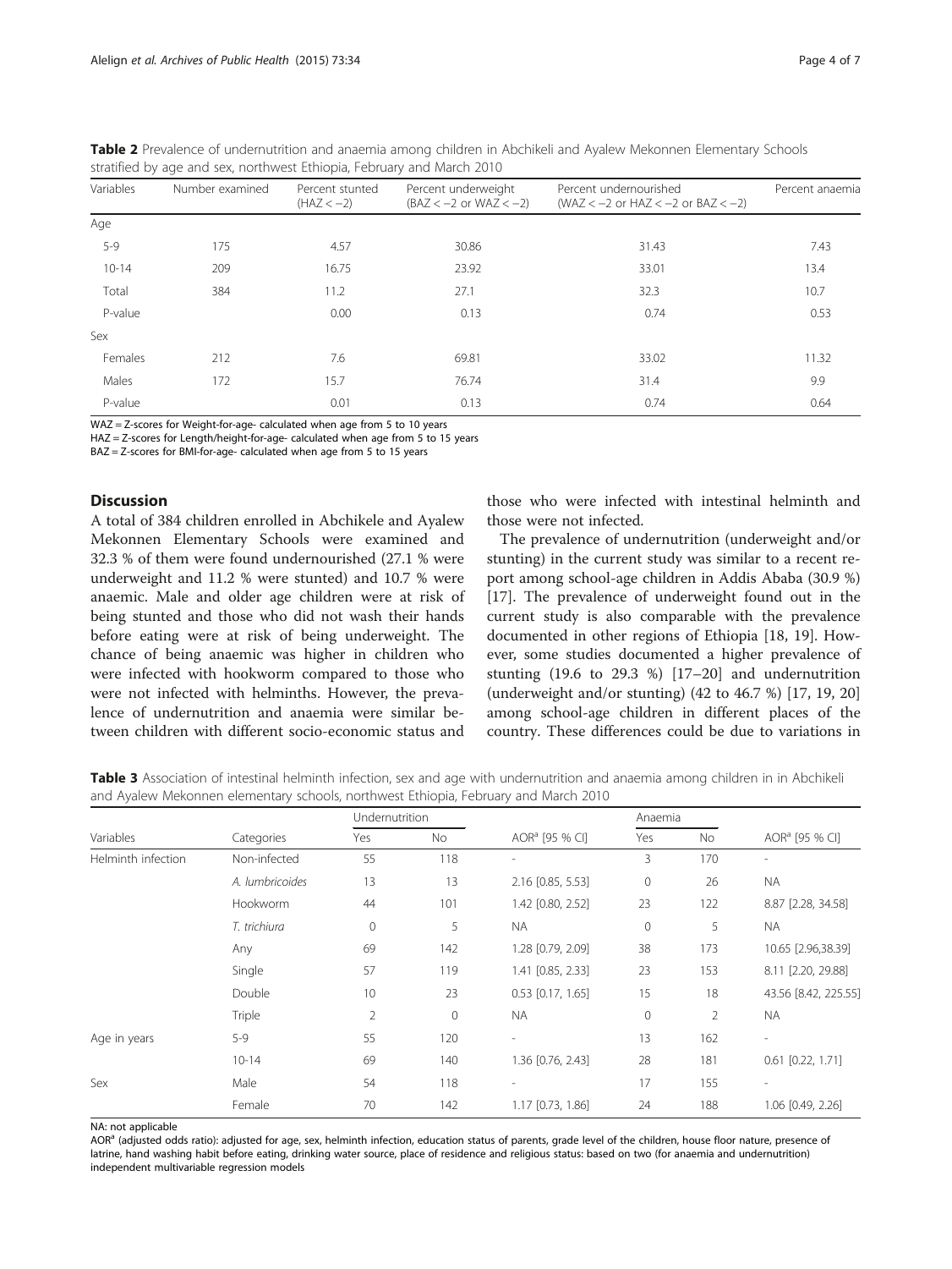**Table 2** Prevalence of undernutrition and anaemia among children in Abchikeli and Ayalew Mekonnen Elementary Schools stratified by age and sex, northwest Ethiopia, February and March 2010

| Variables | Number examined | Percent stunted (HAZ < −2) | Percent underweight (BAZ < −2 or WAZ < −2) | Percent undernourished (WAZ < −2 or HAZ < −2 or BAZ < −2) | Percent anaemia |
|---|---|---|---|---|---|
| Age | | | | | |
| 5-9 | 175 | 4.57 | 30.86 | 31.43 | 7.43 |
| 10-14 | 209 | 16.75 | 23.92 | 33.01 | 13.4 |
| Total | 384 | 11.2 | 27.1 | 32.3 | 10.7 |
| P-value | | 0.00 | 0.13 | 0.74 | 0.53 |
| Sex | | | | | |
| Females | 212 | 7.6 | 69.81 | 33.02 | 11.32 |
| Males | 172 | 15.7 | 76.74 | 31.4 | 9.9 |
| P-value | | 0.01 | 0.13 | 0.74 | 0.64 |

WAZ = Z-scores for Weight-for-age- calculated when age from 5 to 10 years
HAZ = Z-scores for Length/height-for-age- calculated when age from 5 to 15 years
BAZ = Z-scores for BMI-for-age- calculated when age from 5 to 15 years

## Discussion

A total of 384 children enrolled in Abchikele and Ayalew Mekonnen Elementary Schools were examined and 32.3 % of them were found undernourished (27.1 % were underweight and 11.2 % were stunted) and 10.7 % were anaemic. Male and older age children were at risk of being stunted and those who did not wash their hands before eating were at risk of being underweight. The chance of being anaemic was higher in children who were infected with hookworm compared to those who were not infected with helminths. However, the prevalence of undernutrition and anaemia were similar between children with different socio-economic status and those who were infected with intestinal helminth and those were not infected.

The prevalence of undernutrition (underweight and/or stunting) in the current study was similar to a recent report among school-age children in Addis Ababa (30.9 %) [17]. The prevalence of underweight found out in the current study is also comparable with the prevalence documented in other regions of Ethiopia [18, 19]. However, some studies documented a higher prevalence of stunting (19.6 to 29.3 %) [17–20] and undernutrition (underweight and/or stunting) (42 to 46.7 %) [17, 19, 20] among school-age children in different places of the country. These differences could be due to variations in

**Table 3** Association of intestinal helminth infection, sex and age with undernutrition and anaemia among children in in Abchikeli and Ayalew Mekonnen elementary schools, northwest Ethiopia, February and March 2010

| Variables | Categories | Undernutrition | | | Anaemia | | |
|---|---|---|---|---|---|---|---|
| | | Yes | No | AOR[a] [95 % CI] | Yes | No | AOR[a] [95 % CI] |
| Helminth infection | Non-infected | 55 | 118 | - | 3 | 170 | - |
| | *A. lumbricoides* | 13 | 13 | 2.16 [0.85, 5.53] | 0 | 26 | NA |
| | Hookworm | 44 | 101 | 1.42 [0.80, 2.52] | 23 | 122 | 8.87 [2.28, 34.58] |
| | *T. trichiura* | 0 | 5 | NA | 0 | 5 | NA |
| | Any | 69 | 142 | 1.28 [0.79, 2.09] | 38 | 173 | 10.65 [2.96,38.39] |
| | Single | 57 | 119 | 1.41 [0.85, 2.33] | 23 | 153 | 8.11 [2.20, 29.88] |
| | Double | 10 | 23 | 0.53 [0.17, 1.65] | 15 | 18 | 43.56 [8.42, 225.55] |
| | Triple | 2 | 0 | NA | 0 | 2 | NA |
| Age in years | 5-9 | 55 | 120 | - | 13 | 162 | - |
| | 10-14 | 69 | 140 | 1.36 [0.76, 2.43] | 28 | 181 | 0.61 [0.22, 1.71] |
| Sex | Male | 54 | 118 | - | 17 | 155 | - |
| | Female | 70 | 142 | 1.17 [0.73, 1.86] | 24 | 188 | 1.06 [0.49, 2.26] |

NA: not applicable

AOR[a] (adjusted odds ratio): adjusted for age, sex, helminth infection, education status of parents, grade level of the children, house floor nature, presence of latrine, hand washing habit before eating, drinking water source, place of residence and religious status: based on two (for anaemia and undernutrition) independent multivariable regression models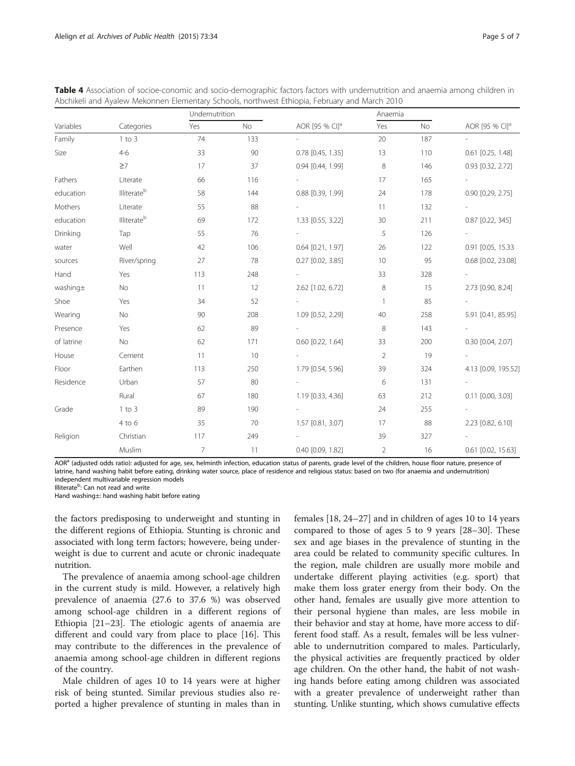**Table 4** Association of socioe-conomic and socio-demographic factors factors with undernutrition and anaemia among children in Abchikeli and Ayalew Mekonnen Elementary Schools, northwest Ethiopia, February and March 2010

| Variables | Categories | Undernutrition | | | Anaemia | | |
|---|---|---|---|---|---|---|---|
| | | Yes | No | AOR [95 % CI][a] | Yes | No | AOR [95 % CI][a] |
| Family Size | 1 to 3 | 74 | 133 | - | 20 | 187 | - |
| | 4-6 | 33 | 90 | 0.78 [0.45, 1.35] | 13 | 110 | 0.61 [0.25, 1.48] |
| | ≥7 | 17 | 37 | 0.94 [0.44, 1.99] | 8 | 146 | 0.93 [0.32, 2.72] |
| Fathers education | Literate | 66 | 116 | - | 17 | 165 | - |
| | Illiterate[b] | 58 | 144 | 0.88 [0.39, 1.99] | 24 | 178 | 0.90 [0.29, 2.75] |
| Mothers education | Literate | 55 | 88 | - | 11 | 132 | - |
| | Illiterate[b] | 69 | 172 | 1.33 [0.55, 3.22] | 30 | 211 | 0.87 [0.22, 345] |
| Drinking water sources | Tap | 55 | 76 | - | 5 | 126 | - |
| | Well | 42 | 106 | 0.64 [0.21, 1.97] | 26 | 122 | 0.91 [0.05, 15.33 |
| | River/spring | 27 | 78 | 0.27 [0.02, 3.85] | 10 | 95 | 0.68 [0.02, 23.08] |
| Hand washing± | Yes | 113 | 248 | - | 33 | 328 | - |
| | No | 11 | 12 | 2.62 [1.02, 6.72] | 8 | 15 | 2.73 [0.90, 8.24] |
| Shoe Wearing | Yes | 34 | 52 | - | 1 | 85 | - |
| | No | 90 | 208 | 1.09 [0.52, 2.29] | 40 | 258 | 5.91 [0.41, 85.95] |
| Presence of latrine | Yes | 62 | 89 | - | 8 | 143 | - |
| | No | 62 | 171 | 0.60 [0.22, 1.64] | 33 | 200 | 0.30 [0.04, 2.07] |
| House Floor | Cement | 11 | 10 | - | 2 | 19 | - |
| | Earthen | 113 | 250 | 1.79 [0.54, 5.96] | 39 | 324 | 4.13 [0.09, 195.52] |
| Residence | Urban | 57 | 80 | - | 6 | 131 | - |
| | Rural | 67 | 180 | 1.19 [0.33, 4.36] | 63 | 212 | 0.11 [0.00, 3.03] |
| Grade | 1 to 3 | 89 | 190 | - | 24 | 255 | - |
| | 4 to 6 | 35 | 70 | 1.57 [0.81, 3.07] | 17 | 88 | 2.23 [0.82, 6.10] |
| Religion | Christian | 117 | 249 | - | 39 | 327 | - |
| | Muslim | 7 | 11 | 0.40 [0.09, 1.82] | 2 | 16 | 0.61 [0.02, 15.63] |

AOR[a] (adjusted odds ratio): adjusted for age, sex, helminth infection, education status of parents, grade level of the children, house floor nature, presence of latrine, hand washing habit before eating, drinking water source, place of residence and religious status: based on two (for anaemia and undernutrition) independent multivariable regression models
Illiterate[b]: Can not read and write
Hand washing±: hand washing habit before eating

the factors predisposing to underweight and stunting in the different regions of Ethiopia. Stunting is chronic and associated with long term factors; however, being underweight is due to current and acute or chronic inadequate nutrition.

The prevalence of anaemia among school-age children in the current study is mild. However, a relatively high prevalence of anaemia (27.6 to 37.6 %) was observed among school-age children in a different regions of Ethiopia [21–23]. The etiologic agents of anaemia are different and could vary from place to place [16]. This may contribute to the differences in the prevalence of anaemia among school-age children in different regions of the country.

Male children of ages 10 to 14 years were at higher risk of being stunted. Similar previous studies also reported a higher prevalence of stunting in males than in females [18, 24–27] and in children of ages 10 to 14 years compared to those of ages 5 to 9 years [28–30]. These sex and age biases in the prevalence of stunting in the area could be related to community specific cultures. In the region, male children are usually more mobile and undertake different playing activities (e.g. sport) that make them loss grater energy from their body. On the other hand, females are usually give more attention to their personal hygiene than males, are less mobile in their behavior and stay at home, have more access to different food staff. As a result, females will be less vulnerable to undernutrition compared to males. Particularly, the physical activities are frequently practiced by older age children. On the other hand, the habit of not washing hands before eating among children was associated with a greater prevalence of underweight rather than stunting. Unlike stunting, which shows cumulative effects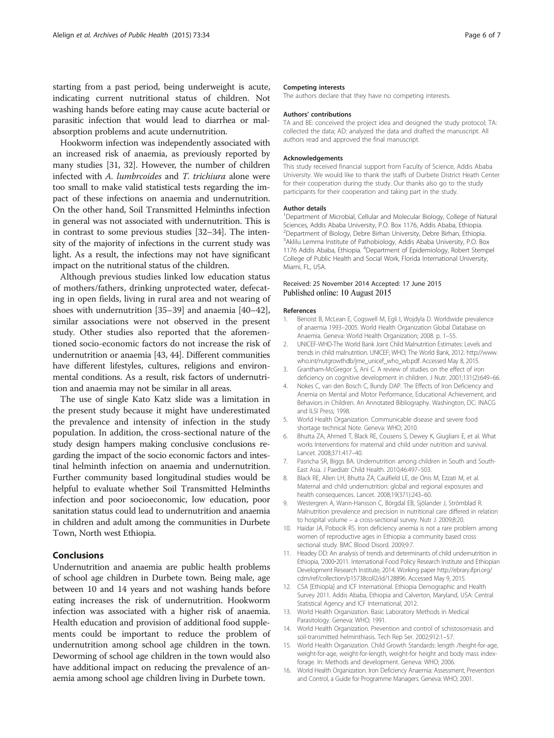starting from a past period, being underweight is acute, indicating current nutritional status of children. Not washing hands before eating may cause acute bacterial or parasitic infection that would lead to diarrhea or malabsorption problems and acute undernutrition.

Hookworm infection was independently associated with an increased risk of anaemia, as previously reported by many studies [31, 32]. However, the number of children infected with *A. lumbrcoides* and *T. trichiura* alone were too small to make valid statistical tests regarding the impact of these infections on anaemia and undernutrition. On the other hand, Soil Transmitted Helminths infection in general was not associated with undernutrition. This is in contrast to some previous studies [32–34]. The intensity of the majority of infections in the current study was light. As a result, the infections may not have significant impact on the nutritional status of the children.

Although previous studies linked low education status of mothers/fathers, drinking unprotected water, defecating in open fields, living in rural area and not wearing of shoes with undernutrition [35–39] and anaemia [40–42], similar associations were not observed in the present study. Other studies also reported that the aforementioned socio-economic factors do not increase the risk of undernutrition or anaemia [43, 44]. Different communities have different lifestyles, cultures, religions and environmental conditions. As a result, risk factors of undernutrition and anaemia may not be similar in all areas.

The use of single Kato Katz slide was a limitation in the present study because it might have underestimated the prevalence and intensity of infection in the study population. In addition, the cross-sectional nature of the study design hampers making conclusive conclusions regarding the impact of the socio economic factors and intestinal helminth infection on anaemia and undernutrition. Further community based longitudinal studies would be helpful to evaluate whether Soil Transmitted Helminths infection and poor socioeconomic, low education, poor sanitation status could lead to undernutrition and anaemia in children and adult among the communities in Durbete Town, North west Ethiopia.

## Conclusions

Undernutrition and anaemia are public health problems of school age children in Durbete town. Being male, age between 10 and 14 years and not washing hands before eating increases the risk of undernutrition. Hookworm infection was associated with a higher risk of anaemia. Health education and provision of additional food supplements could be important to reduce the problem of undernutrition among school age children in the town. Deworming of school age children in the town would also have additional impact on reducing the prevalence of anaemia among school age children living in Durbete town.

#### Competing interests
The authors declare that they have no competing interests.

#### Authors' contributions
TA and BE: conceived the project idea and designed the study protocol; TA: collected the data; AD: analyzed the data and drafted the manuscript. All authors read and approved the final manuscript.

#### Acknowledgements
This study received financial support from Faculty of Science, Addis Ababa University. We would like to thank the staffs of Durbete District Heath Center for their cooperation during the study. Our thanks also go to the study participants for their cooperation and taking part in the study.

#### Author details
[1]Department of Microbial, Cellular and Molecular Biology, College of Natural Sciences, Addis Ababa University, P.O. Box 1176, Addis Ababa, Ethiopia. [2]Department of Biology, Debre Birhan University, Debre Birhan, Ethiopia. [3]Aklilu Lemma Institute of Pathobiology, Addis Ababa University, P.O. Box 1176 Addis Ababa, Ethiopia. [4]Department of Epidemiology, Robert Stempel College of Public Health and Social Work, Florida International University, Miami, FL, USA.

Received: 25 November 2014 Accepted: 17 June 2015
Published online: 10 August 2015

#### References

1. Benoist B, McLean E, Cogswell M, Egli I, Wojdyla D. Worldwide prevalence of anaemia 1993–2005. World Health Organization Global Database on Anaemia. Geneva: World Health Organization; 2008. p. 1–55.
2. UNICEF-WHO-The World Bank Joint Child Malnutrition Estimates: Levels and trends in child malnutrition. UNICEF; WHO; The World Bank, 2012. http://www.who.int/nutgrowthdb/jme_unicef_who_wb.pdf. Accessed May 8, 2015.
3. Grantham-McGregor S, Ani C. A review of studies on the effect of iron deficiency on cognitive development in children. J Nutr. 2001;131(2):649–66.
4. Nokes C, van den Bosch C, Bundy DAP. The Effects of Iron Deficiency and Anemia on Mental and Motor Performance, Educational Achievement, and Behaviors in Children. An Annotated Bibliography. Washington, DC: INACG and ILSI Press; 1998.
5. World Health Organization. Communicable disease and severe food shortage technical Note. Geneva: WHO; 2010.
6. Bhutta ZA, Ahmed T, Black RE, Cousens S, Dewey K, Giugliani E, et al. What works Interventions for maternal and child under nutrition and survival. Lancet. 2008;371:417–40.
7. Pasricha SR, Biggs BA. Undernutrition among children in South and South-East Asia. J Paediatr Child Health. 2010;46:497–503.
8. Black RE, Allen LH, Bhutta ZA, Caulfield LE, de Onis M, Ezzati M, et al. Maternal and child undernutrition: global and regional exposures and health consequences. Lancet. 2008;19(371):243–60.
9. Westergren A, Wann-Hansson C, Börgdal EB, Sjölander J, Strömblad R. Malnutrition prevalence and precision in nutritional care differed in relation to hospital volume – a cross-sectional survey. Nutr J. 2009;8:20.
10. Haidar JA, Pobocik RS. Iron deficiency anemia is not a rare problem among women of reproductive ages in Ethiopia: a community based cross sectional study. BMC Blood Disord. 2009;9:7.
11. Headey DD: An analysis of trends and determinants of child undernutrition in Ethiopia, '2000-2011. International Food Policy Research Institute and Ethiopian Development Research Institute, 2014. Working paper http://ebrary.ifpri.org/cdm/ref/collection/p15738coll2/id/128896. Accessed May 9, 2015.
12. CSA [Ethiopia] and ICF International. Ethiopia Demographic and Health Survey 2011. Addis Ababa, Ethiopia and Calverton, Maryland, USA: Central Statistical Agency and ICF International; 2012.
13. World Health Organization. Basic Laboratory Methods in Medical Parasitology. Geneva: WHO; 1991.
14. World Health Organization. Prevention and control of schistosomiasis and soil-transmitted helminthiasis. Tech Rep Ser. 2002;912:1–57.
15. World Health Organization. Child Growth Standards: length /height-for-age, weight-for-age, weight-for-length, weight-for height and body mass index-forage. In: Methods and development. Geneva: WHO; 2006.
16. World Health Organization. Iron Deficiency Anaemia: Assessment, Prevention and Control, a Guide for Programme Managers. Geneva: WHO; 2001.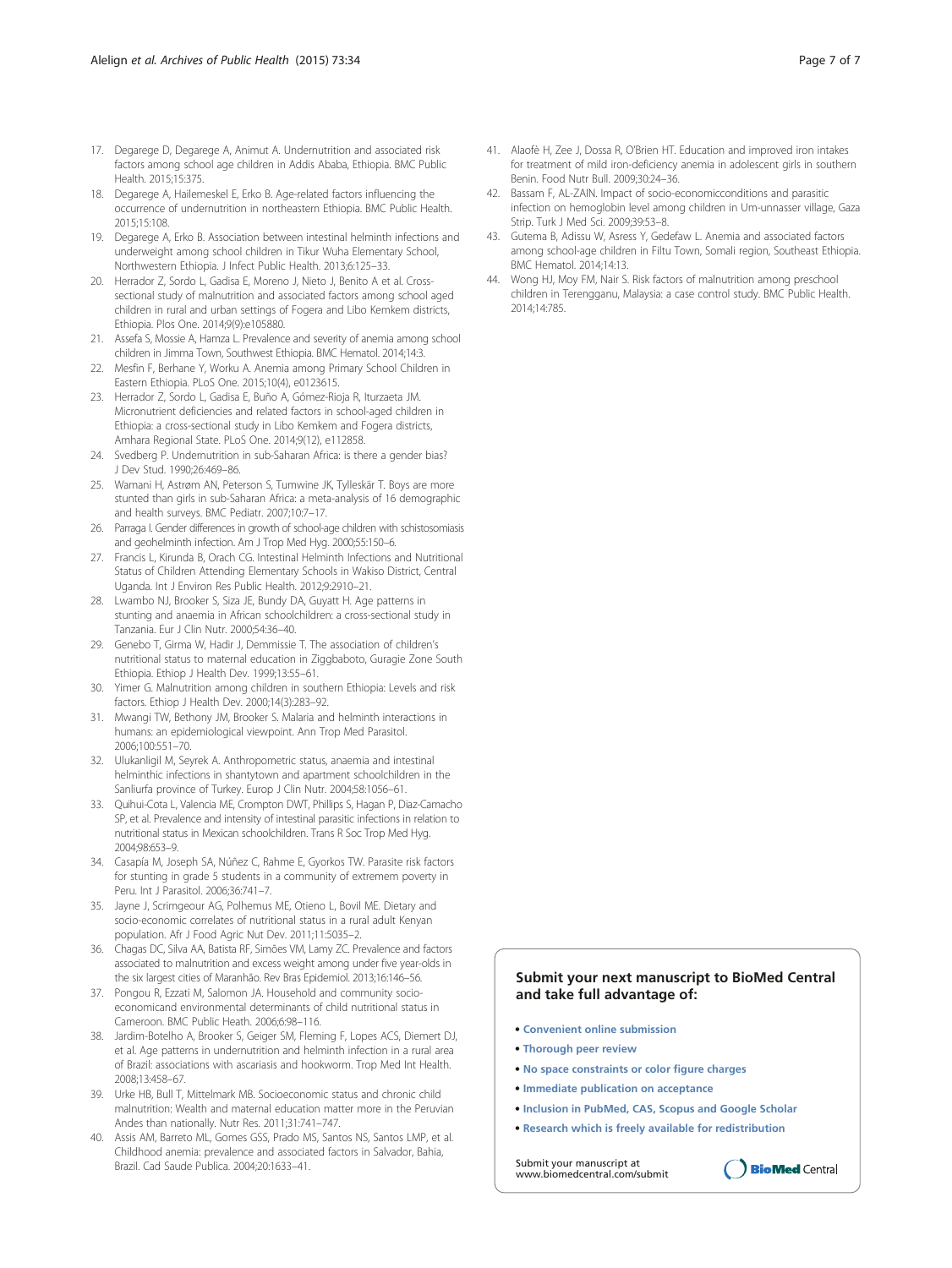17. Degarege D, Degarege A, Animut A. Undernutrition and associated risk factors among school age children in Addis Ababa, Ethiopia. BMC Public Health. 2015;15:375.
18. Degarege A, Hailemeskel E, Erko B. Age-related factors influencing the occurrence of undernutrition in northeastern Ethiopia. BMC Public Health. 2015;15:108.
19. Degarege A, Erko B. Association between intestinal helminth infections and underweight among school children in Tikur Wuha Elementary School, Northwestern Ethiopia. J Infect Public Health. 2013;6:125–33.
20. Herrador Z, Sordo L, Gadisa E, Moreno J, Nieto J, Benito A et al. Cross-sectional study of malnutrition and associated factors among school aged children in rural and urban settings of Fogera and Libo Kemkem districts, Ethiopia. Plos One. 2014;9(9):e105880.
21. Assefa S, Mossie A, Hamza L. Prevalence and severity of anemia among school children in Jimma Town, Southwest Ethiopia. BMC Hematol. 2014;14:3.
22. Mesfin F, Berhane Y, Worku A. Anemia among Primary School Children in Eastern Ethiopia. PLoS One. 2015;10(4), e0123615.
23. Herrador Z, Sordo L, Gadisa E, Buño A, Gómez-Rioja R, Iturzaeta JM. Micronutrient deficiencies and related factors in school-aged children in Ethiopia: a cross-sectional study in Libo Kemkem and Fogera districts, Amhara Regional State. PLoS One. 2014;9(12), e112858.
24. Svedberg P. Undernutrition in sub-Saharan Africa: is there a gender bias? J Dev Stud. 1990;26:469–86.
25. Wamani H, Astrøm AN, Peterson S, Tumwine JK, Tylleskär T. Boys are more stunted than girls in sub-Saharan Africa: a meta-analysis of 16 demographic and health surveys. BMC Pediatr. 2007;10:7–17.
26. Parraga I. Gender differences in growth of school-age children with schistosomiasis and geohelminth infection. Am J Trop Med Hyg. 2000;55:150–6.
27. Francis L, Kirunda B, Orach CG. Intestinal Helminth Infections and Nutritional Status of Children Attending Elementary Schools in Wakiso District, Central Uganda. Int J Environ Res Public Health. 2012;9:2910–21.
28. Lwambo NJ, Brooker S, Siza JE, Bundy DA, Guyatt H. Age patterns in stunting and anaemia in African schoolchildren: a cross-sectional study in Tanzania. Eur J Clin Nutr. 2000;54:36–40.
29. Genebo T, Girma W, Hadir J, Demmissie T. The association of children's nutritional status to maternal education in Ziggbaboto, Guragie Zone South Ethiopia. Ethiop J Health Dev. 1999;13:55–61.
30. Yimer G. Malnutrition among children in southern Ethiopia: Levels and risk factors. Ethiop J Health Dev. 2000;14(3):283–92.
31. Mwangi TW, Bethony JM, Brooker S. Malaria and helminth interactions in humans: an epidemiological viewpoint. Ann Trop Med Parasitol. 2006;100:551–70.
32. Ulukanligil M, Seyrek A. Anthropometric status, anaemia and intestinal helminthic infections in shantytown and apartment schoolchildren in the Sanliurfa province of Turkey. Europ J Clin Nutr. 2004;58:1056–61.
33. Quihui-Cota L, Valencia ME, Crompton DWT, Phillips S, Hagan P, Diaz-Camacho SP, et al. Prevalence and intensity of intestinal parasitic infections in relation to nutritional status in Mexican schoolchildren. Trans R Soc Trop Med Hyg. 2004;98:653–9.
34. Casapía M, Joseph SA, Núñez C, Rahme E, Gyorkos TW. Parasite risk factors for stunting in grade 5 students in a community of extremem poverty in Peru. Int J Parasitol. 2006;36:741–7.
35. Jayne J, Scrimgeour AG, Polhemus ME, Otieno L, Bovil ME. Dietary and socio-economic correlates of nutritional status in a rural adult Kenyan population. Afr J Food Agric Nut Dev. 2011;11:5035–2.
36. Chagas DC, Silva AA, Batista RF, Simões VM, Lamy ZC. Prevalence and factors associated to malnutrition and excess weight among under five year-olds in the six largest cities of Maranhão. Rev Bras Epidemiol. 2013;16:146–56.
37. Pongou R, Ezzati M, Salomon JA. Household and community socio-economicand environmental determinants of child nutritional status in Cameroon. BMC Public Heath. 2006;6:98–116.
38. Jardim-Botelho A, Brooker S, Geiger SM, Fleming F, Lopes ACS, Diemert DJ, et al. Age patterns in undernutrition and helminth infection in a rural area of Brazil: associations with ascariasis and hookworm. Trop Med Int Health. 2008;13:458–67.
39. Urke HB, Bull T, Mittelmark MB. Socioeconomic status and chronic child malnutrition: Wealth and maternal education matter more in the Peruvian Andes than nationally. Nutr Res. 2011;31:741–747.
40. Assis AM, Barreto ML, Gomes GSS, Prado MS, Santos NS, Santos LMP, et al. Childhood anemia: prevalence and associated factors in Salvador, Bahia, Brazil. Cad Saude Publica. 2004;20:1633–41.
41. Alaofè H, Zee J, Dossa R, O'Brien HT. Education and improved iron intakes for treatment of mild iron-deficiency anemia in adolescent girls in southern Benin. Food Nutr Bull. 2009;30:24–36.
42. Bassam F, AL-ZAIN. Impact of socio-economicconditions and parasitic infection on hemoglobin level among children in Um-unnasser village, Gaza Strip. Turk J Med Sci. 2009;39:53–8.
43. Gutema B, Adissu W, Asress Y, Gedefaw L. Anemia and associated factors among school-age children in Filtu Town, Somali region, Southeast Ethiopia. BMC Hematol. 2014;14:13.
44. Wong HJ, Moy FM, Nair S. Risk factors of malnutrition among preschool children in Terengganu, Malaysia: a case control study. BMC Public Health. 2014;14:785.

**Submit your next manuscript to BioMed Central and take full advantage of:**

- **Convenient online submission**
- **Thorough peer review**
- **No space constraints or color figure charges**
- **Immediate publication on acceptance**
- **Inclusion in PubMed, CAS, Scopus and Google Scholar**
- **Research which is freely available for redistribution**

Submit your manuscript at
www.biomedcentral.com/submit

BioMed Central